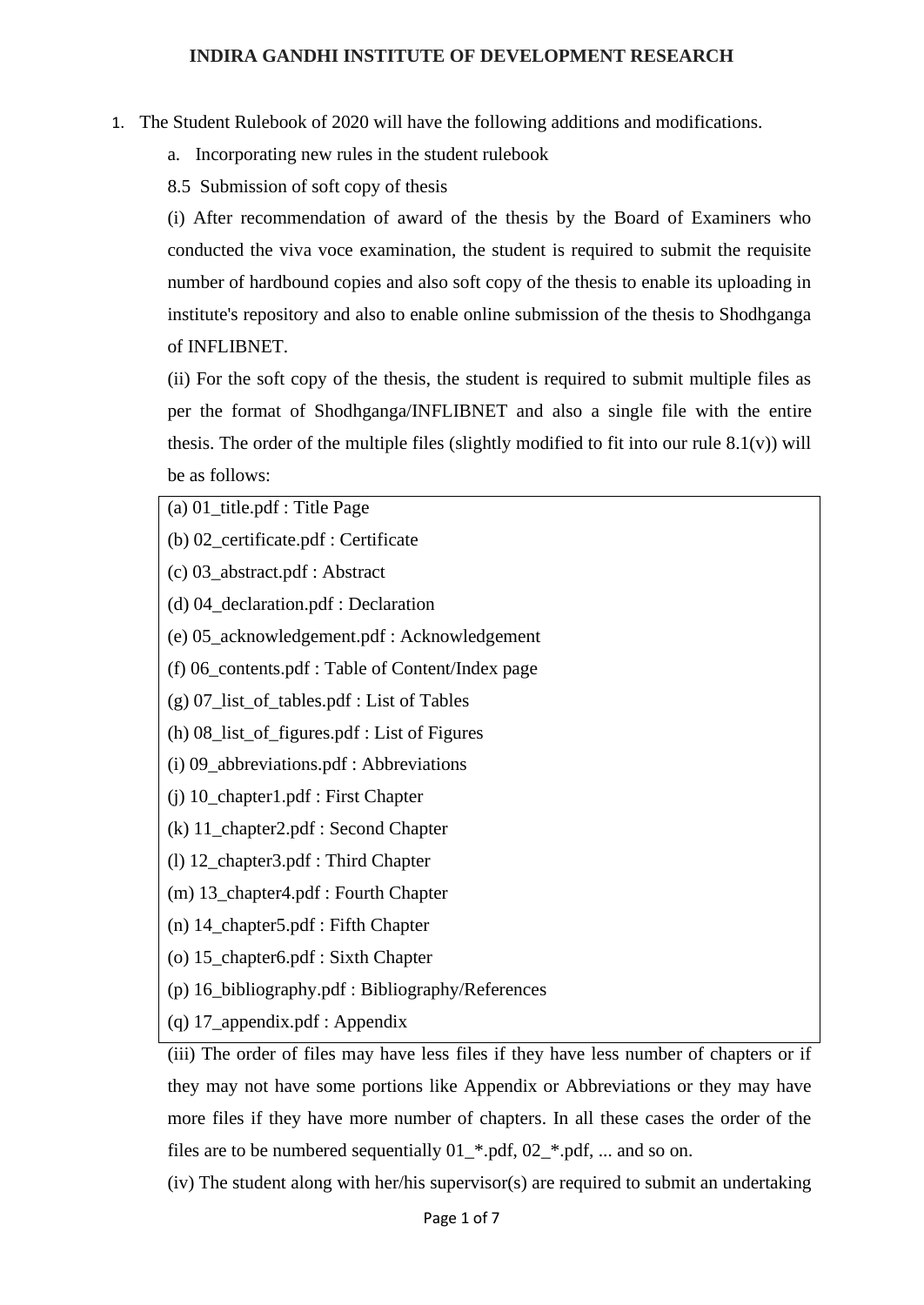# INDIRA GANDHI INSTITUTE OF DEVELOPMENT RESEARCH

1. The Student Rulebook of 2020 will have the following additions and modifications.

   a. Incorporating new rules in the student rulebook

   8.5 Submission of soft copy of thesis

   (i) After recommendation of award of the thesis by the Board of Examiners who conducted the viva voce examination, the student is required to submit the requisite number of hardbound copies and also soft copy of the thesis to enable its uploading in institute's repository and also to enable online submission of the thesis to Shodhganga of INFLIBNET.

   (ii) For the soft copy of the thesis, the student is required to submit multiple files as per the format of Shodhganga/INFLIBNET and also a single file with the entire thesis. The order of the multiple files (slightly modified to fit into our rule 8.1(v)) will be as follows:

   (a) 01_title.pdf : Title Page
   (b) 02_certificate.pdf : Certificate
   (c) 03_abstract.pdf : Abstract
   (d) 04_declaration.pdf : Declaration
   (e) 05_acknowledgement.pdf : Acknowledgement
   (f) 06_contents.pdf : Table of Content/Index page
   (g) 07_list_of_tables.pdf : List of Tables
   (h) 08_list_of_figures.pdf : List of Figures
   (i) 09_abbreviations.pdf : Abbreviations
   (j) 10_chapter1.pdf : First Chapter
   (k) 11_chapter2.pdf : Second Chapter
   (l) 12_chapter3.pdf : Third Chapter
   (m) 13_chapter4.pdf : Fourth Chapter
   (n) 14_chapter5.pdf : Fifth Chapter
   (o) 15_chapter6.pdf : Sixth Chapter
   (p) 16_bibliography.pdf : Bibliography/References
   (q) 17_appendix.pdf : Appendix

   (iii) The order of files may have less files if they have less number of chapters or if they may not have some portions like Appendix or Abbreviations or they may have more files if they have more number of chapters. In all these cases the order of the files are to be numbered sequentially 01_*.pdf, 02_*.pdf, ... and so on.

   (iv) The student along with her/his supervisor(s) are required to submit an undertaking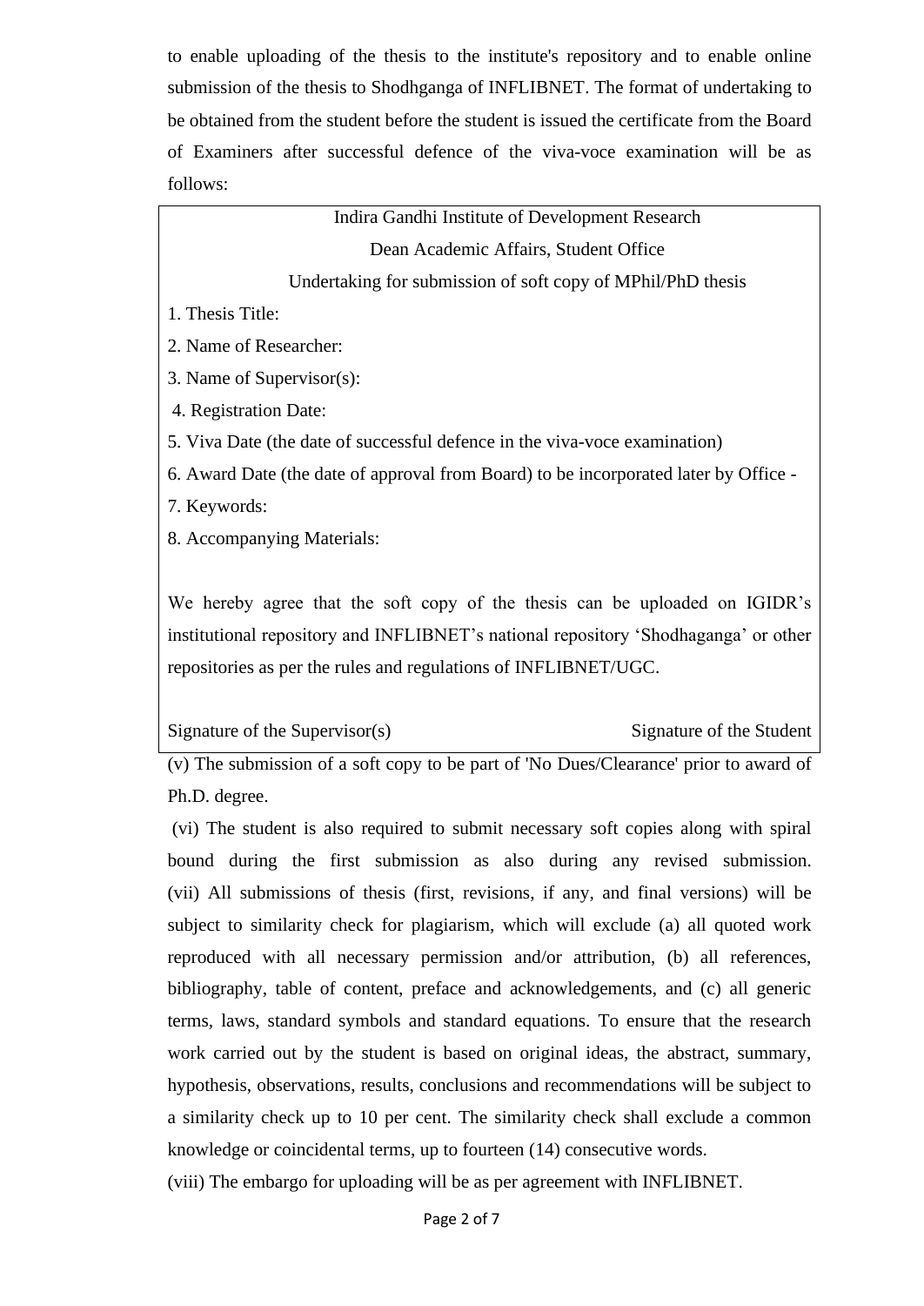to enable uploading of the thesis to the institute's repository and to enable online submission of the thesis to Shodhganga of INFLIBNET. The format of undertaking to be obtained from the student before the student is issued the certificate from the Board of Examiners after successful defence of the viva-voce examination will be as follows:

> Indira Gandhi Institute of Development Research
>
> Dean Academic Affairs, Student Office
>
> Undertaking for submission of soft copy of MPhil/PhD thesis
>
> 1. Thesis Title:
> 2. Name of Researcher:
> 3. Name of Supervisor(s):
> 4. Registration Date:
> 5. Viva Date (the date of successful defence in the viva-voce examination)
> 6. Award Date (the date of approval from Board) to be incorporated later by Office -
> 7. Keywords:
> 8. Accompanying Materials:
>
> We hereby agree that the soft copy of the thesis can be uploaded on IGIDR's institutional repository and INFLIBNET's national repository 'Shodhaganga' or other repositories as per the rules and regulations of INFLIBNET/UGC.
>
> Signature of the Supervisor(s)                    Signature of the Student

(v) The submission of a soft copy to be part of 'No Dues/Clearance' prior to award of Ph.D. degree.

(vi) The student is also required to submit necessary soft copies along with spiral bound during the first submission as also during any revised submission.

(vii) All submissions of thesis (first, revisions, if any, and final versions) will be subject to similarity check for plagiarism, which will exclude (a) all quoted work reproduced with all necessary permission and/or attribution, (b) all references, bibliography, table of content, preface and acknowledgements, and (c) all generic terms, laws, standard symbols and standard equations. To ensure that the research work carried out by the student is based on original ideas, the abstract, summary, hypothesis, observations, results, conclusions and recommendations will be subject to a similarity check up to 10 per cent. The similarity check shall exclude a common knowledge or coincidental terms, up to fourteen (14) consecutive words.

(viii) The embargo for uploading will be as per agreement with INFLIBNET.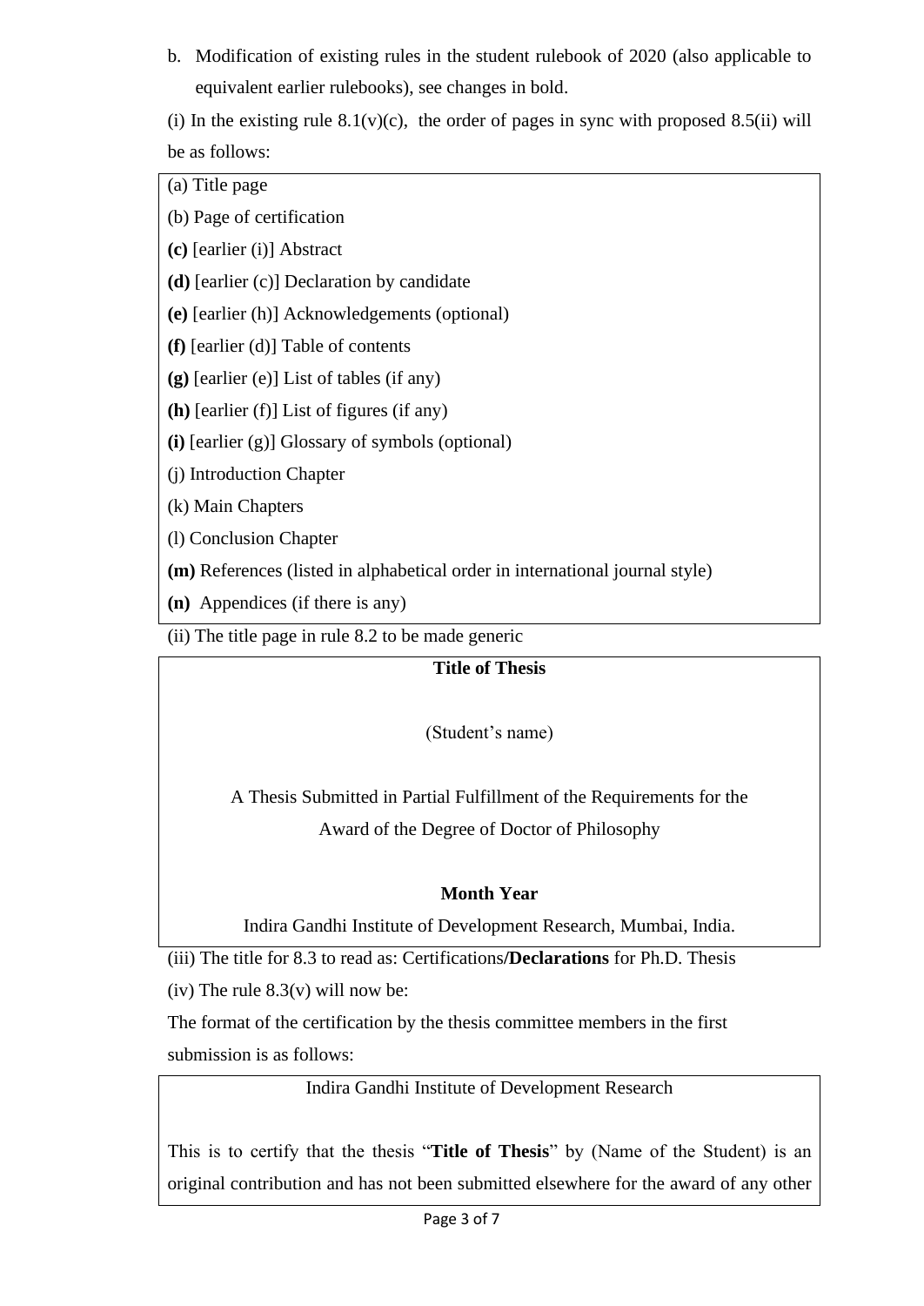b. Modification of existing rules in the student rulebook of 2020 (also applicable to equivalent earlier rulebooks), see changes in bold.

(i) In the existing rule 8.1(v)(c), the order of pages in sync with proposed 8.5(ii) will be as follows:

(a) Title page

(b) Page of certification

**(c)** [earlier (i)] Abstract

**(d)** [earlier (c)] Declaration by candidate

**(e)** [earlier (h)] Acknowledgements (optional)

**(f)** [earlier (d)] Table of contents

**(g)** [earlier (e)] List of tables (if any)

**(h)** [earlier (f)] List of figures (if any)

**(i)** [earlier (g)] Glossary of symbols (optional)

(j) Introduction Chapter

(k) Main Chapters

(l) Conclusion Chapter

**(m)** References (listed in alphabetical order in international journal style)

**(n)** Appendices (if there is any)

(ii) The title page in rule 8.2 to be made generic

**Title of Thesis**

(Student's name)

A Thesis Submitted in Partial Fulfillment of the Requirements for the Award of the Degree of Doctor of Philosophy

**Month Year**

Indira Gandhi Institute of Development Research, Mumbai, India.

(iii) The title for 8.3 to read as: Certifications/**Declarations** for Ph.D. Thesis

(iv) The rule 8.3(v) will now be:

The format of the certification by the thesis committee members in the first submission is as follows:

Indira Gandhi Institute of Development Research

This is to certify that the thesis "**Title of Thesis**" by (Name of the Student) is an original contribution and has not been submitted elsewhere for the award of any other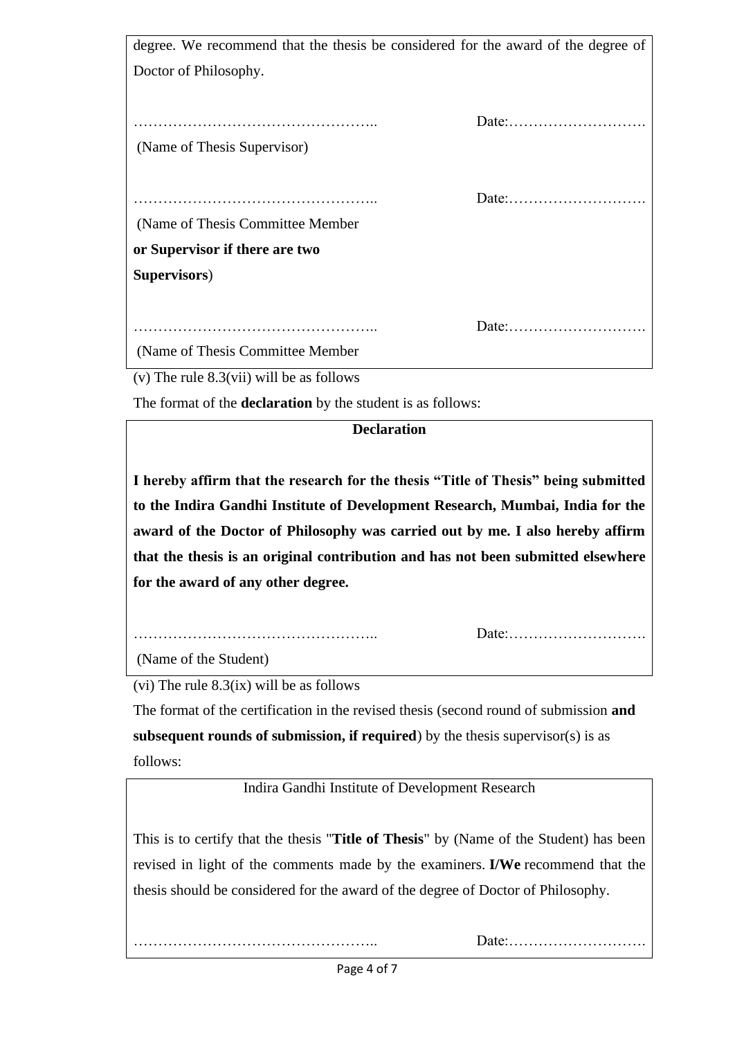degree. We recommend that the thesis be considered for the award of the degree of Doctor of Philosophy.

………………………………………….. Date:……………………….

(Name of Thesis Supervisor)

………………………………………….. Date:……………………….

(Name of Thesis Committee Member **or Supervisor if there are two Supervisors**)

………………………………………….. Date:……………………….

(Name of Thesis Committee Member

(v) The rule 8.3(vii) will be as follows

The format of the **declaration** by the student is as follows:

**Declaration**

**I hereby affirm that the research for the thesis "Title of Thesis" being submitted to the Indira Gandhi Institute of Development Research, Mumbai, India for the award of the Doctor of Philosophy was carried out by me. I also hereby affirm that the thesis is an original contribution and has not been submitted elsewhere for the award of any other degree.**

………………………………………….. Date:……………………….

(Name of the Student)

(vi) The rule 8.3(ix) will be as follows

The format of the certification in the revised thesis (second round of submission **and subsequent rounds of submission, if required**) by the thesis supervisor(s) is as follows:

Indira Gandhi Institute of Development Research

This is to certify that the thesis "**Title of Thesis**" by (Name of the Student) has been revised in light of the comments made by the examiners. **I/We** recommend that the thesis should be considered for the award of the degree of Doctor of Philosophy.

………………………………………….. Date:……………………….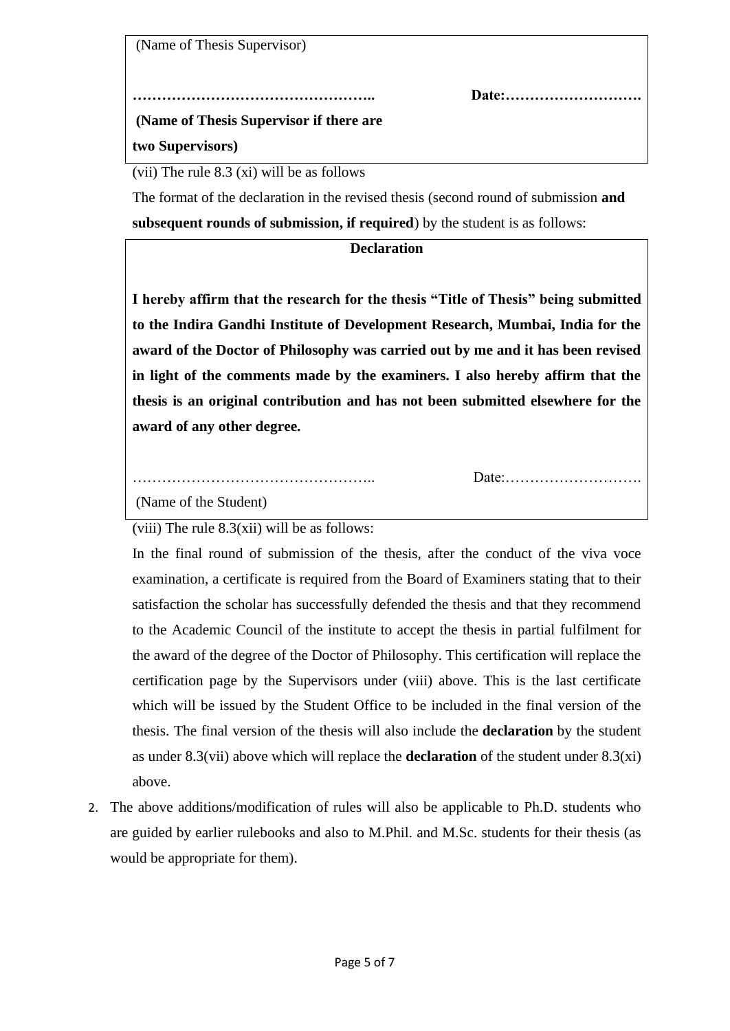(Name of Thesis Supervisor)

**…………………………………………..** **Date:……………………….**

**(Name of Thesis Supervisor if there are two Supervisors)**

(vii) The rule 8.3 (xi) will be as follows

The format of the declaration in the revised thesis (second round of submission **and subsequent rounds of submission, if required**) by the student is as follows:

**Declaration**

**I hereby affirm that the research for the thesis "Title of Thesis" being submitted to the Indira Gandhi Institute of Development Research, Mumbai, India for the award of the Doctor of Philosophy was carried out by me and it has been revised in light of the comments made by the examiners. I also hereby affirm that the thesis is an original contribution and has not been submitted elsewhere for the award of any other degree.**

………………………………………….. Date:……………………….

(Name of the Student)

(viii) The rule 8.3(xii) will be as follows:

In the final round of submission of the thesis, after the conduct of the viva voce examination, a certificate is required from the Board of Examiners stating that to their satisfaction the scholar has successfully defended the thesis and that they recommend to the Academic Council of the institute to accept the thesis in partial fulfilment for the award of the degree of the Doctor of Philosophy. This certification will replace the certification page by the Supervisors under (viii) above. This is the last certificate which will be issued by the Student Office to be included in the final version of the thesis. The final version of the thesis will also include the **declaration** by the student as under 8.3(vii) above which will replace the **declaration** of the student under 8.3(xi) above.

2. The above additions/modification of rules will also be applicable to Ph.D. students who are guided by earlier rulebooks and also to M.Phil. and M.Sc. students for their thesis (as would be appropriate for them).